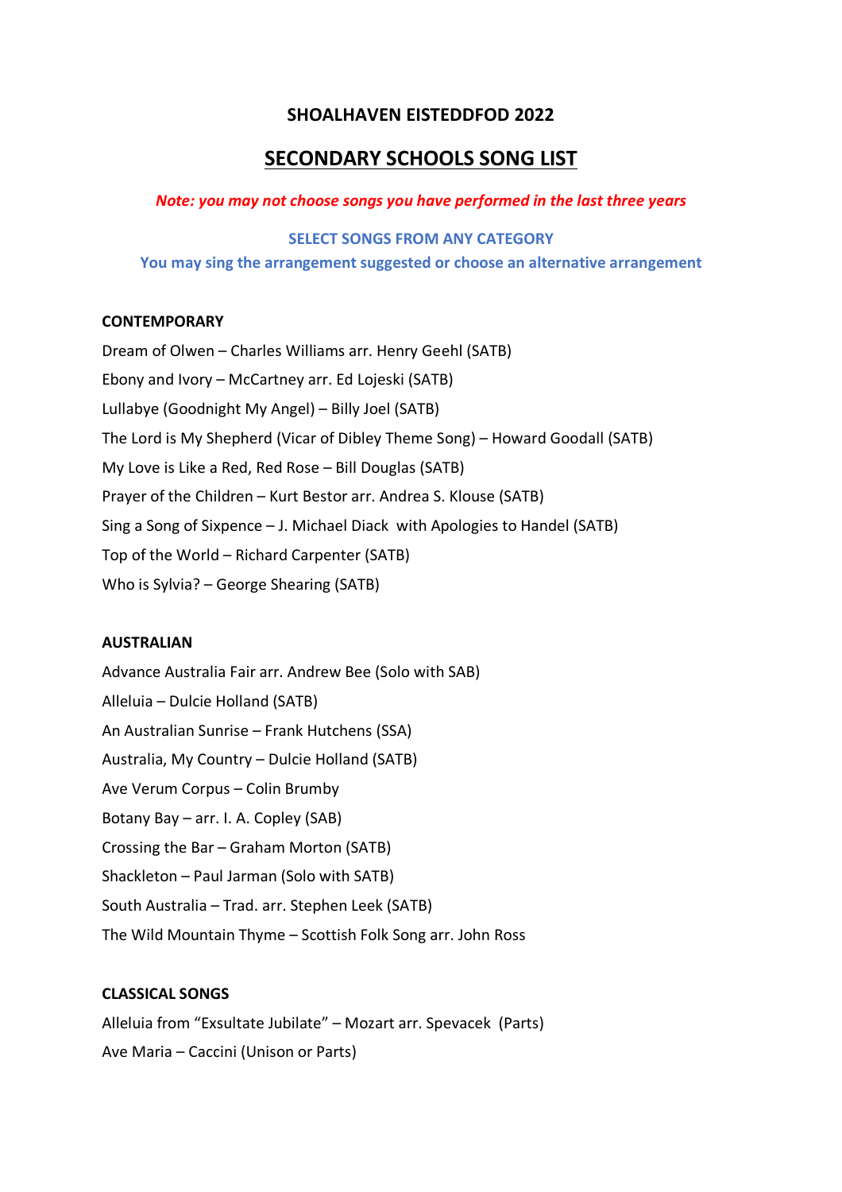# SHOALHAVEN EISTEDDFOD 2022

## SECONDARY SCHOOLS SONG LIST

***Note: you may not choose songs you have performed in the last three years***

**SELECT SONGS FROM ANY CATEGORY**

**You may sing the arrangement suggested or choose an alternative arrangement**

### CONTEMPORARY

Dream of Olwen – Charles Williams arr. Henry Geehl (SATB)

Ebony and Ivory – McCartney arr. Ed Lojeski (SATB)

Lullabye (Goodnight My Angel) – Billy Joel (SATB)

The Lord is My Shepherd (Vicar of Dibley Theme Song) – Howard Goodall (SATB)

My Love is Like a Red, Red Rose – Bill Douglas (SATB)

Prayer of the Children – Kurt Bestor arr. Andrea S. Klouse (SATB)

Sing a Song of Sixpence – J. Michael Diack with Apologies to Handel (SATB)

Top of the World – Richard Carpenter (SATB)

Who is Sylvia? – George Shearing (SATB)

### AUSTRALIAN

Advance Australia Fair arr. Andrew Bee (Solo with SAB)

Alleluia – Dulcie Holland (SATB)

An Australian Sunrise – Frank Hutchens (SSA)

Australia, My Country – Dulcie Holland (SATB)

Ave Verum Corpus – Colin Brumby

Botany Bay – arr. I. A. Copley (SAB)

Crossing the Bar – Graham Morton (SATB)

Shackleton – Paul Jarman (Solo with SATB)

South Australia – Trad. arr. Stephen Leek (SATB)

The Wild Mountain Thyme – Scottish Folk Song arr. John Ross

### CLASSICAL SONGS

Alleluia from "Exsultate Jubilate" – Mozart arr. Spevacek (Parts)

Ave Maria – Caccini (Unison or Parts)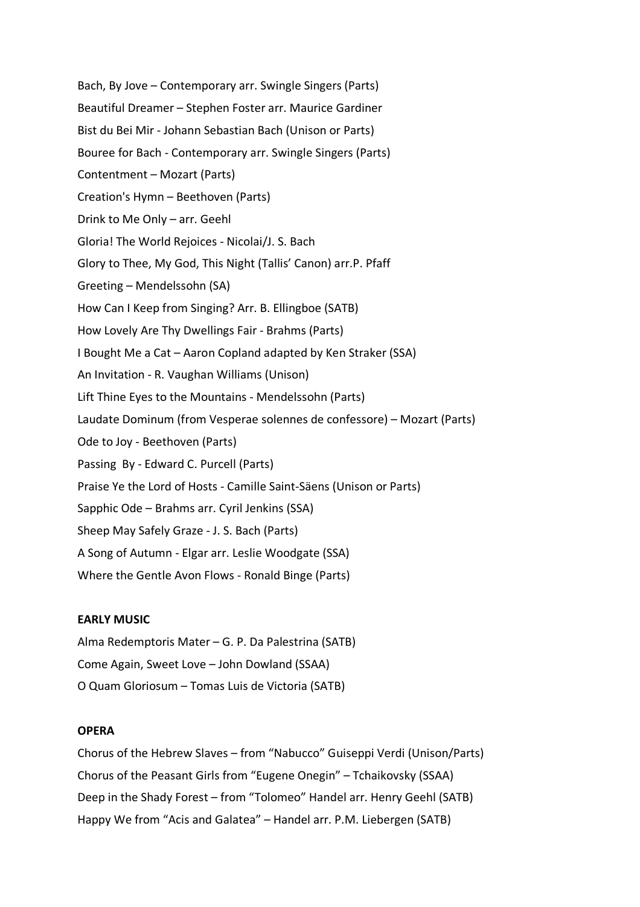Bach, By Jove – Contemporary arr. Swingle Singers (Parts)

Beautiful Dreamer – Stephen Foster arr. Maurice Gardiner

Bist du Bei Mir - Johann Sebastian Bach (Unison or Parts)

Bouree for Bach - Contemporary arr. Swingle Singers (Parts)

Contentment – Mozart (Parts)

Creation's Hymn – Beethoven (Parts)

Drink to Me Only – arr. Geehl

Gloria! The World Rejoices - Nicolai/J. S. Bach

Glory to Thee, My God, This Night (Tallis' Canon) arr.P. Pfaff

Greeting – Mendelssohn (SA)

How Can I Keep from Singing? Arr. B. Ellingboe (SATB)

How Lovely Are Thy Dwellings Fair - Brahms (Parts)

I Bought Me a Cat – Aaron Copland adapted by Ken Straker (SSA)

An Invitation - R. Vaughan Williams (Unison)

Lift Thine Eyes to the Mountains - Mendelssohn (Parts)

Laudate Dominum (from Vesperae solennes de confessore) – Mozart (Parts)

Ode to Joy - Beethoven (Parts)

Passing By - Edward C. Purcell (Parts)

Praise Ye the Lord of Hosts - Camille Saint-Säens (Unison or Parts)

Sapphic Ode – Brahms arr. Cyril Jenkins (SSA)

Sheep May Safely Graze - J. S. Bach (Parts)

A Song of Autumn - Elgar arr. Leslie Woodgate (SSA)

Where the Gentle Avon Flows - Ronald Binge (Parts)

**EARLY MUSIC**

Alma Redemptoris Mater – G. P. Da Palestrina (SATB)

Come Again, Sweet Love – John Dowland (SSAA)

O Quam Gloriosum – Tomas Luis de Victoria (SATB)

**OPERA**

Chorus of the Hebrew Slaves – from "Nabucco" Guiseppi Verdi (Unison/Parts)

Chorus of the Peasant Girls from "Eugene Onegin" – Tchaikovsky (SSAA)

Deep in the Shady Forest – from "Tolomeo" Handel arr. Henry Geehl (SATB)

Happy We from "Acis and Galatea" – Handel arr. P.M. Liebergen (SATB)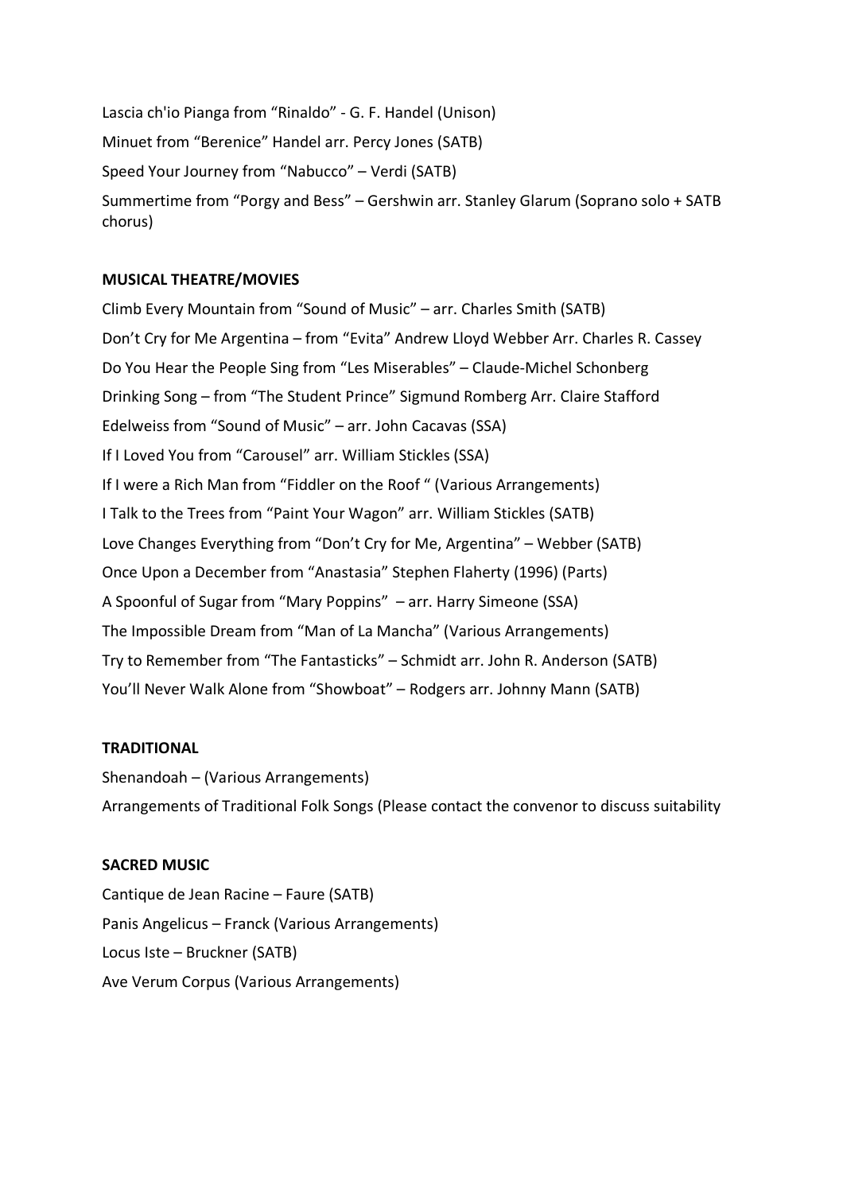Lascia ch'io Pianga from “Rinaldo” - G. F. Handel (Unison)

Minuet from “Berenice” Handel arr. Percy Jones (SATB)

Speed Your Journey from “Nabucco” – Verdi (SATB)

Summertime from “Porgy and Bess” – Gershwin arr. Stanley Glarum (Soprano solo + SATB chorus)

**MUSICAL THEATRE/MOVIES**

Climb Every Mountain from “Sound of Music” – arr. Charles Smith (SATB)

Don’t Cry for Me Argentina – from “Evita” Andrew Lloyd Webber Arr. Charles R. Cassey

Do You Hear the People Sing from “Les Miserables” – Claude-Michel Schonberg

Drinking Song – from “The Student Prince” Sigmund Romberg Arr. Claire Stafford

Edelweiss from “Sound of Music” – arr. John Cacavas (SSA)

If I Loved You from “Carousel” arr. William Stickles (SSA)

If I were a Rich Man from “Fiddler on the Roof “ (Various Arrangements)

I Talk to the Trees from “Paint Your Wagon” arr. William Stickles (SATB)

Love Changes Everything from “Don’t Cry for Me, Argentina” – Webber (SATB)

Once Upon a December from “Anastasia” Stephen Flaherty (1996) (Parts)

A Spoonful of Sugar from “Mary Poppins” – arr. Harry Simeone (SSA)

The Impossible Dream from “Man of La Mancha” (Various Arrangements)

Try to Remember from “The Fantasticks” – Schmidt arr. John R. Anderson (SATB)

You’ll Never Walk Alone from “Showboat” – Rodgers arr. Johnny Mann (SATB)

**TRADITIONAL**

Shenandoah – (Various Arrangements)

Arrangements of Traditional Folk Songs (Please contact the convenor to discuss suitability

**SACRED MUSIC**

Cantique de Jean Racine – Faure (SATB)

Panis Angelicus – Franck (Various Arrangements)

Locus Iste – Bruckner (SATB)

Ave Verum Corpus (Various Arrangements)